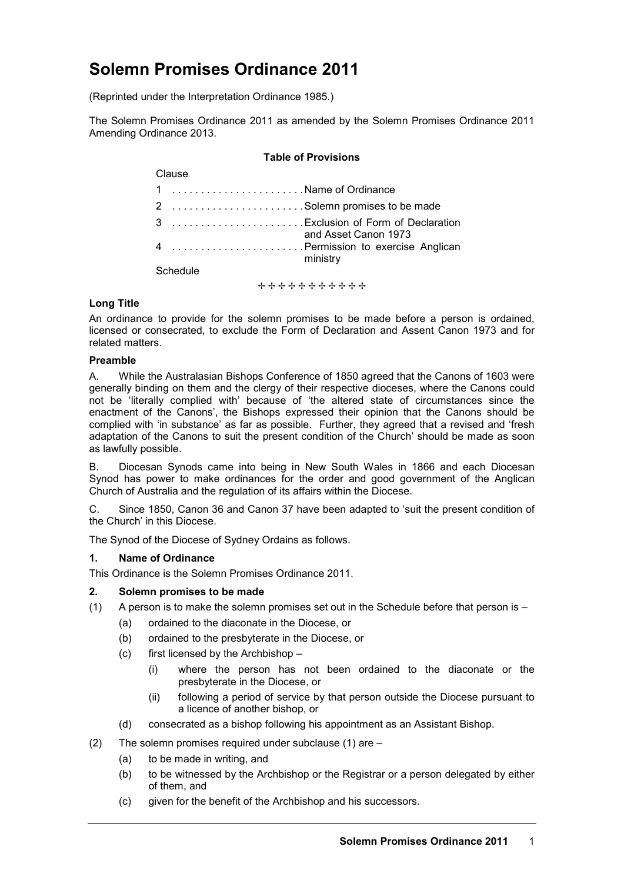# Solemn Promises Ordinance 2011

(Reprinted under the Interpretation Ordinance 1985.)

The Solemn Promises Ordinance 2011 as amended by the Solemn Promises Ordinance 2011 Amending Ordinance 2013.

**Table of Provisions**

| Clause | |
|---|---|
| 1 | Name of Ordinance |
| 2 | Solemn promises to be made |
| 3 | Exclusion of Form of Declaration and Asset Canon 1973 |
| 4 | Permission to exercise Anglican ministry |
| Schedule | |

✢ ✢ ✢ ✢ ✢ ✢ ✢ ✢ ✢ ✢ ✢

**Long Title**

An ordinance to provide for the solemn promises to be made before a person is ordained, licensed or consecrated, to exclude the Form of Declaration and Assent Canon 1973 and for related matters.

**Preamble**

A. While the Australasian Bishops Conference of 1850 agreed that the Canons of 1603 were generally binding on them and the clergy of their respective dioceses, where the Canons could not be 'literally complied with' because of 'the altered state of circumstances since the enactment of the Canons', the Bishops expressed their opinion that the Canons should be complied with 'in substance' as far as possible. Further, they agreed that a revised and 'fresh adaptation of the Canons to suit the present condition of the Church' should be made as soon as lawfully possible.

B. Diocesan Synods came into being in New South Wales in 1866 and each Diocesan Synod has power to make ordinances for the order and good government of the Anglican Church of Australia and the regulation of its affairs within the Diocese.

C. Since 1850, Canon 36 and Canon 37 have been adapted to 'suit the present condition of the Church' in this Diocese.

The Synod of the Diocese of Sydney Ordains as follows.

**1. Name of Ordinance**

This Ordinance is the Solemn Promises Ordinance 2011.

**2. Solemn promises to be made**

(1) A person is to make the solemn promises set out in the Schedule before that person is –

- (a) ordained to the diaconate in the Diocese, or
- (b) ordained to the presbyterate in the Diocese, or
- (c) first licensed by the Archbishop –
  - (i) where the person has not been ordained to the diaconate or the presbyterate in the Diocese, or
  - (ii) following a period of service by that person outside the Diocese pursuant to a licence of another bishop, or
- (d) consecrated as a bishop following his appointment as an Assistant Bishop.

(2) The solemn promises required under subclause (1) are –

- (a) to be made in writing, and
- (b) to be witnessed by the Archbishop or the Registrar or a person delegated by either of them, and
- (c) given for the benefit of the Archbishop and his successors.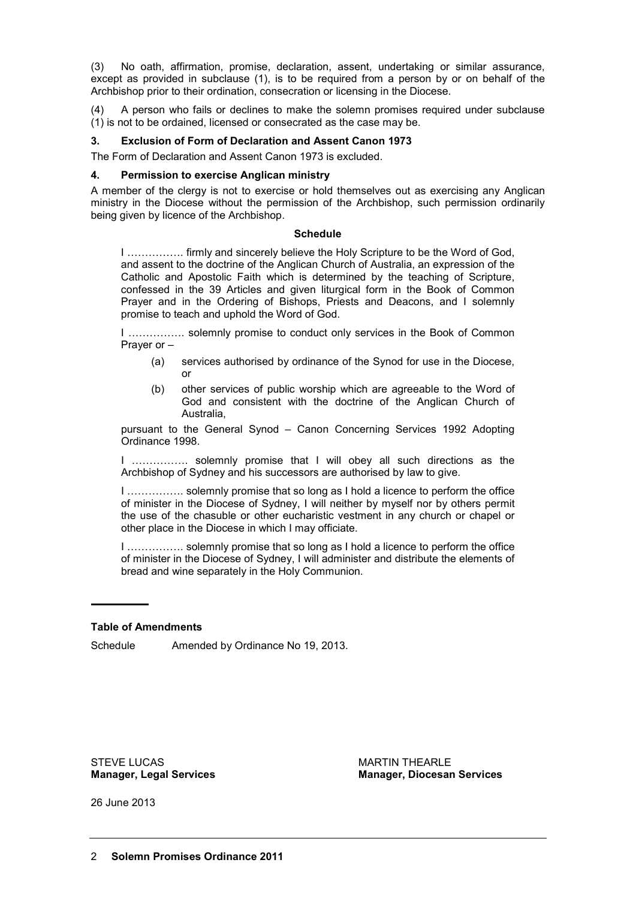(3) No oath, affirmation, promise, declaration, assent, undertaking or similar assurance, except as provided in subclause (1), is to be required from a person by or on behalf of the Archbishop prior to their ordination, consecration or licensing in the Diocese.

(4) A person who fails or declines to make the solemn promises required under subclause (1) is not to be ordained, licensed or consecrated as the case may be.

### 3. Exclusion of Form of Declaration and Assent Canon 1973

The Form of Declaration and Assent Canon 1973 is excluded.

### 4. Permission to exercise Anglican ministry

A member of the clergy is not to exercise or hold themselves out as exercising any Anglican ministry in the Diocese without the permission of the Archbishop, such permission ordinarily being given by licence of the Archbishop.

### Schedule

I ……………. firmly and sincerely believe the Holy Scripture to be the Word of God, and assent to the doctrine of the Anglican Church of Australia, an expression of the Catholic and Apostolic Faith which is determined by the teaching of Scripture, confessed in the 39 Articles and given liturgical form in the Book of Common Prayer and in the Ordering of Bishops, Priests and Deacons, and I solemnly promise to teach and uphold the Word of God.

I ……………. solemnly promise to conduct only services in the Book of Common Prayer or –

(a) services authorised by ordinance of the Synod for use in the Diocese, or

(b) other services of public worship which are agreeable to the Word of God and consistent with the doctrine of the Anglican Church of Australia,

pursuant to the General Synod – Canon Concerning Services 1992 Adopting Ordinance 1998.

I ……………. solemnly promise that I will obey all such directions as the Archbishop of Sydney and his successors are authorised by law to give.

I ……………. solemnly promise that so long as I hold a licence to perform the office of minister in the Diocese of Sydney, I will neither by myself nor by others permit the use of the chasuble or other eucharistic vestment in any church or chapel or other place in the Diocese in which I may officiate.

I ……………. solemnly promise that so long as I hold a licence to perform the office of minister in the Diocese of Sydney, I will administer and distribute the elements of bread and wine separately in the Holy Communion.

---

**Table of Amendments**

Schedule Amended by Ordinance No 19, 2013.

STEVE LUCAS
**Manager, Legal Services**

MARTIN THEARLE
**Manager, Diocesan Services**

26 June 2013